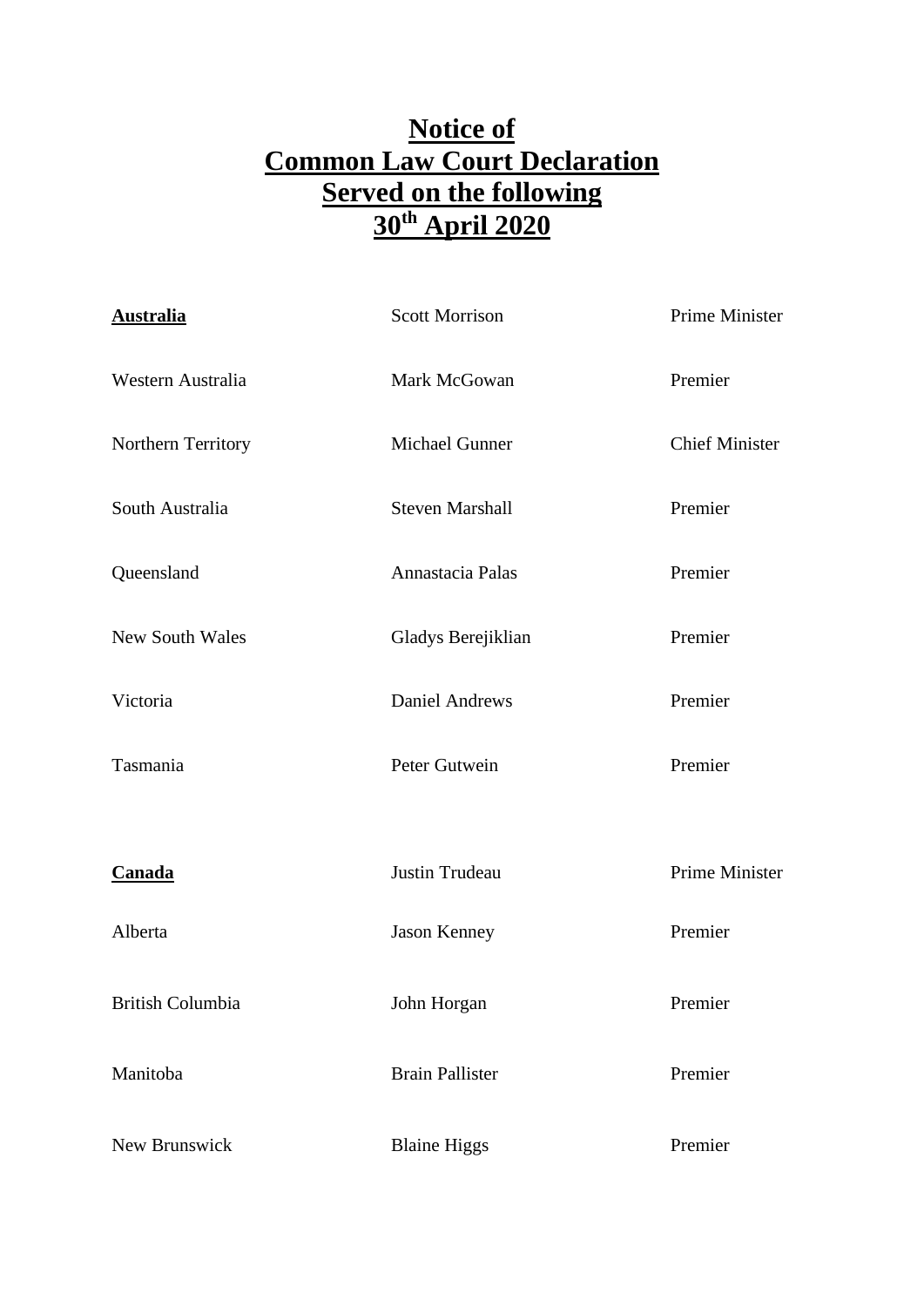# Notice of Common Law Court Declaration Served on the following 30th April 2020

| | | |
|---|---|---|
| **Australia** | Scott Morrison | Prime Minister |
| Western Australia | Mark McGowan | Premier |
| Northern Territory | Michael Gunner | Chief Minister |
| South Australia | Steven Marshall | Premier |
| Queensland | Annastacia Palas | Premier |
| New South Wales | Gladys Berejiklian | Premier |
| Victoria | Daniel Andrews | Premier |
| Tasmania | Peter Gutwein | Premier |
| | | |
| **Canada** | Justin Trudeau | Prime Minister |
| Alberta | Jason Kenney | Premier |
| British Columbia | John Horgan | Premier |
| Manitoba | Brain Pallister | Premier |
| New Brunswick | Blaine Higgs | Premier |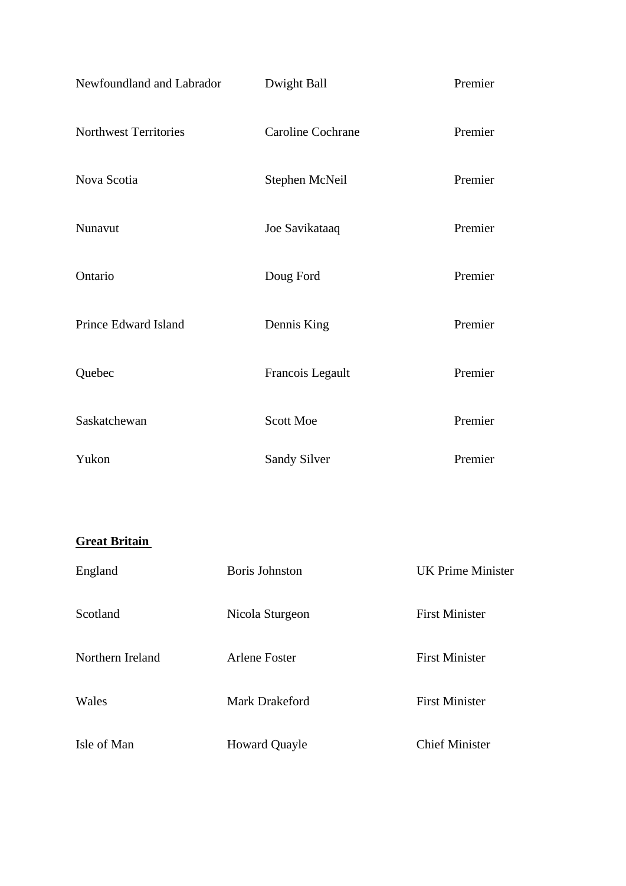| | | |
|---|---|---|
| Newfoundland and Labrador | Dwight Ball | Premier |
| Northwest Territories | Caroline Cochrane | Premier |
| Nova Scotia | Stephen McNeil | Premier |
| Nunavut | Joe Savikataaq | Premier |
| Ontario | Doug Ford | Premier |
| Prince Edward Island | Dennis King | Premier |
| Quebec | Francois Legault | Premier |
| Saskatchewan | Scott Moe | Premier |
| Yukon | Sandy Silver | Premier |

**Great Britain**

| | | |
|---|---|---|
| England | Boris Johnston | UK Prime Minister |
| Scotland | Nicola Sturgeon | First Minister |
| Northern Ireland | Arlene Foster | First Minister |
| Wales | Mark Drakeford | First Minister |
| Isle of Man | Howard Quayle | Chief Minister |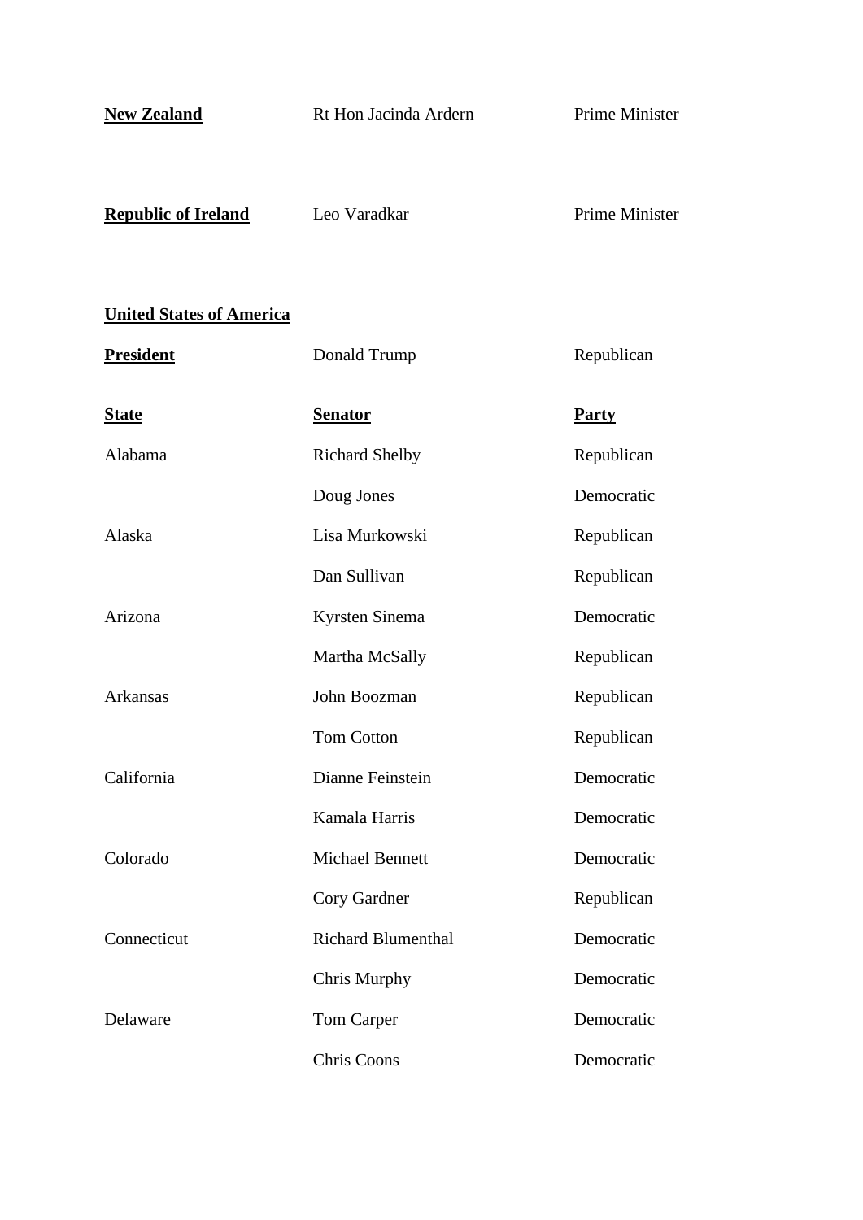**New Zealand** Rt Hon Jacinda Ardern Prime Minister

**Republic of Ireland** Leo Varadkar Prime Minister

**United States of America**

**President** Donald Trump Republican

| **State** | **Senator** | **Party** |
|---|---|---|
| Alabama | Richard Shelby | Republican |
| | Doug Jones | Democratic |
| Alaska | Lisa Murkowski | Republican |
| | Dan Sullivan | Republican |
| Arizona | Kyrsten Sinema | Democratic |
| | Martha McSally | Republican |
| Arkansas | John Boozman | Republican |
| | Tom Cotton | Republican |
| California | Dianne Feinstein | Democratic |
| | Kamala Harris | Democratic |
| Colorado | Michael Bennett | Democratic |
| | Cory Gardner | Republican |
| Connecticut | Richard Blumenthal | Democratic |
| | Chris Murphy | Democratic |
| Delaware | Tom Carper | Democratic |
| | Chris Coons | Democratic |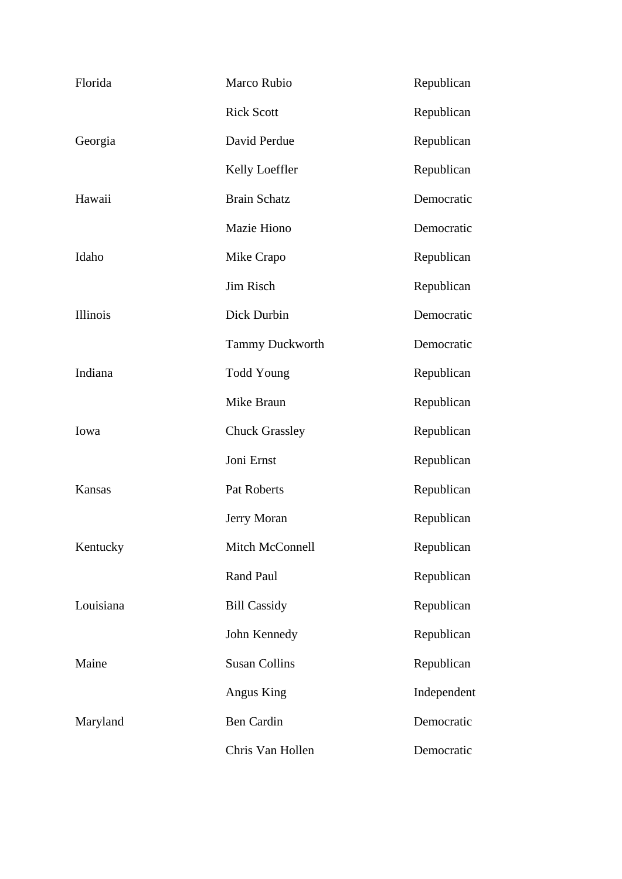| | | |
|---|---|---|
| Florida | Marco Rubio | Republican |
| | Rick Scott | Republican |
| Georgia | David Perdue | Republican |
| | Kelly Loeffler | Republican |
| Hawaii | Brain Schatz | Democratic |
| | Mazie Hiono | Democratic |
| Idaho | Mike Crapo | Republican |
| | Jim Risch | Republican |
| Illinois | Dick Durbin | Democratic |
| | Tammy Duckworth | Democratic |
| Indiana | Todd Young | Republican |
| | Mike Braun | Republican |
| Iowa | Chuck Grassley | Republican |
| | Joni Ernst | Republican |
| Kansas | Pat Roberts | Republican |
| | Jerry Moran | Republican |
| Kentucky | Mitch McConnell | Republican |
| | Rand Paul | Republican |
| Louisiana | Bill Cassidy | Republican |
| | John Kennedy | Republican |
| Maine | Susan Collins | Republican |
| | Angus King | Independent |
| Maryland | Ben Cardin | Democratic |
| | Chris Van Hollen | Democratic |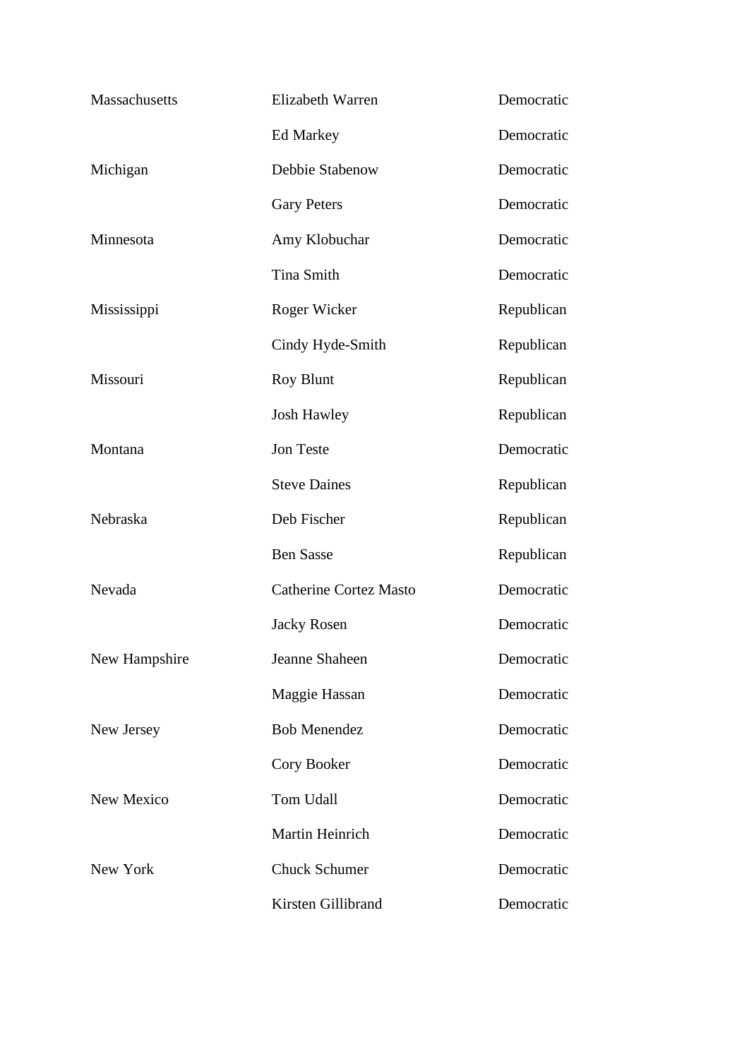| | | |
|---|---|---|
| Massachusetts | Elizabeth Warren | Democratic |
| | Ed Markey | Democratic |
| Michigan | Debbie Stabenow | Democratic |
| | Gary Peters | Democratic |
| Minnesota | Amy Klobuchar | Democratic |
| | Tina Smith | Democratic |
| Mississippi | Roger Wicker | Republican |
| | Cindy Hyde-Smith | Republican |
| Missouri | Roy Blunt | Republican |
| | Josh Hawley | Republican |
| Montana | Jon Teste | Democratic |
| | Steve Daines | Republican |
| Nebraska | Deb Fischer | Republican |
| | Ben Sasse | Republican |
| Nevada | Catherine Cortez Masto | Democratic |
| | Jacky Rosen | Democratic |
| New Hampshire | Jeanne Shaheen | Democratic |
| | Maggie Hassan | Democratic |
| New Jersey | Bob Menendez | Democratic |
| | Cory Booker | Democratic |
| New Mexico | Tom Udall | Democratic |
| | Martin Heinrich | Democratic |
| New York | Chuck Schumer | Democratic |
| | Kirsten Gillibrand | Democratic |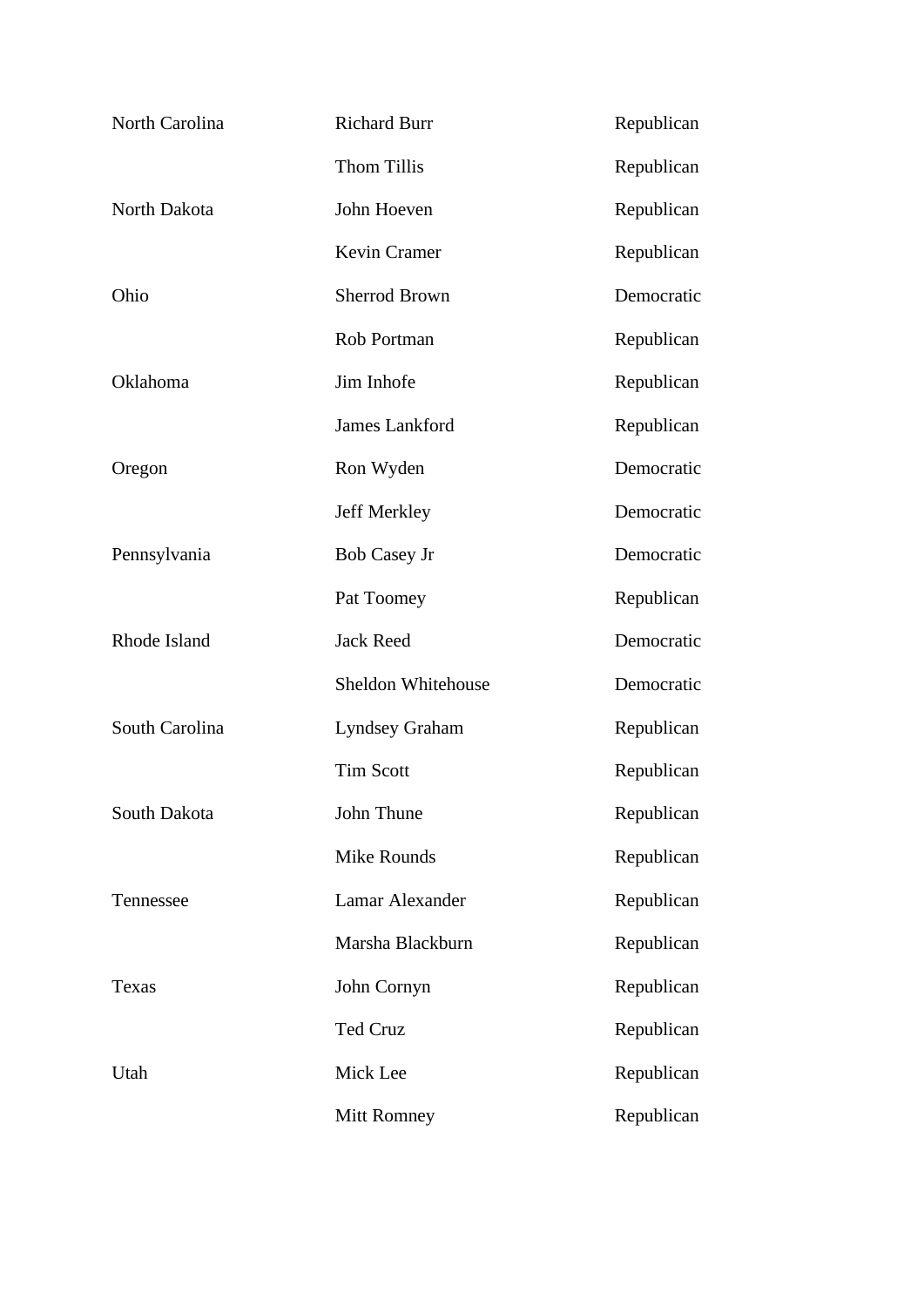| | | |
|---|---|---|
| North Carolina | Richard Burr | Republican |
| | Thom Tillis | Republican |
| North Dakota | John Hoeven | Republican |
| | Kevin Cramer | Republican |
| Ohio | Sherrod Brown | Democratic |
| | Rob Portman | Republican |
| Oklahoma | Jim Inhofe | Republican |
| | James Lankford | Republican |
| Oregon | Ron Wyden | Democratic |
| | Jeff Merkley | Democratic |
| Pennsylvania | Bob Casey Jr | Democratic |
| | Pat Toomey | Republican |
| Rhode Island | Jack Reed | Democratic |
| | Sheldon Whitehouse | Democratic |
| South Carolina | Lyndsey Graham | Republican |
| | Tim Scott | Republican |
| South Dakota | John Thune | Republican |
| | Mike Rounds | Republican |
| Tennessee | Lamar Alexander | Republican |
| | Marsha Blackburn | Republican |
| Texas | John Cornyn | Republican |
| | Ted Cruz | Republican |
| Utah | Mick Lee | Republican |
| | Mitt Romney | Republican |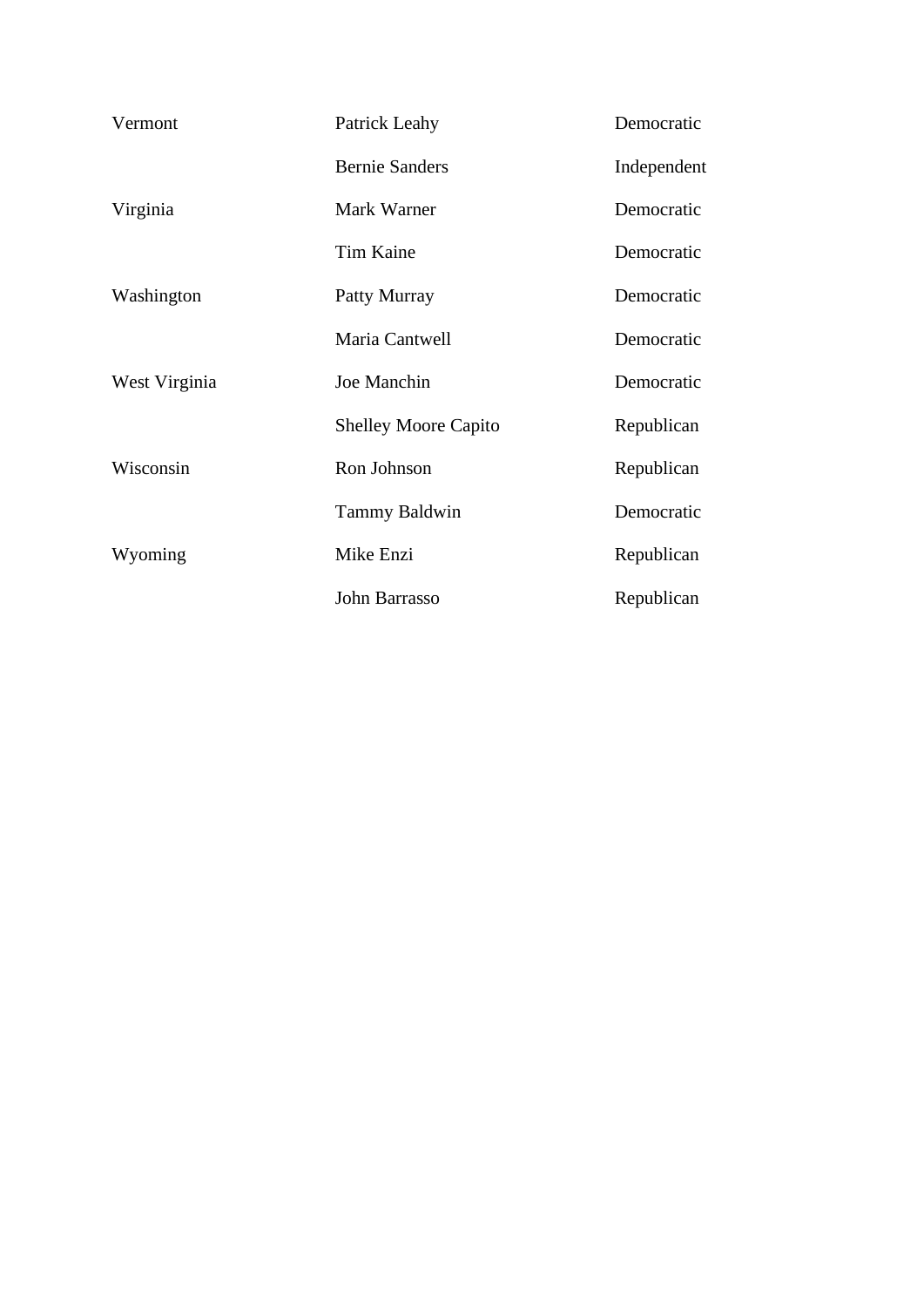| | | |
|---|---|---|
| Vermont | Patrick Leahy | Democratic |
| | Bernie Sanders | Independent |
| Virginia | Mark Warner | Democratic |
| | Tim Kaine | Democratic |
| Washington | Patty Murray | Democratic |
| | Maria Cantwell | Democratic |
| West Virginia | Joe Manchin | Democratic |
| | Shelley Moore Capito | Republican |
| Wisconsin | Ron Johnson | Republican |
| | Tammy Baldwin | Democratic |
| Wyoming | Mike Enzi | Republican |
| | John Barrasso | Republican |